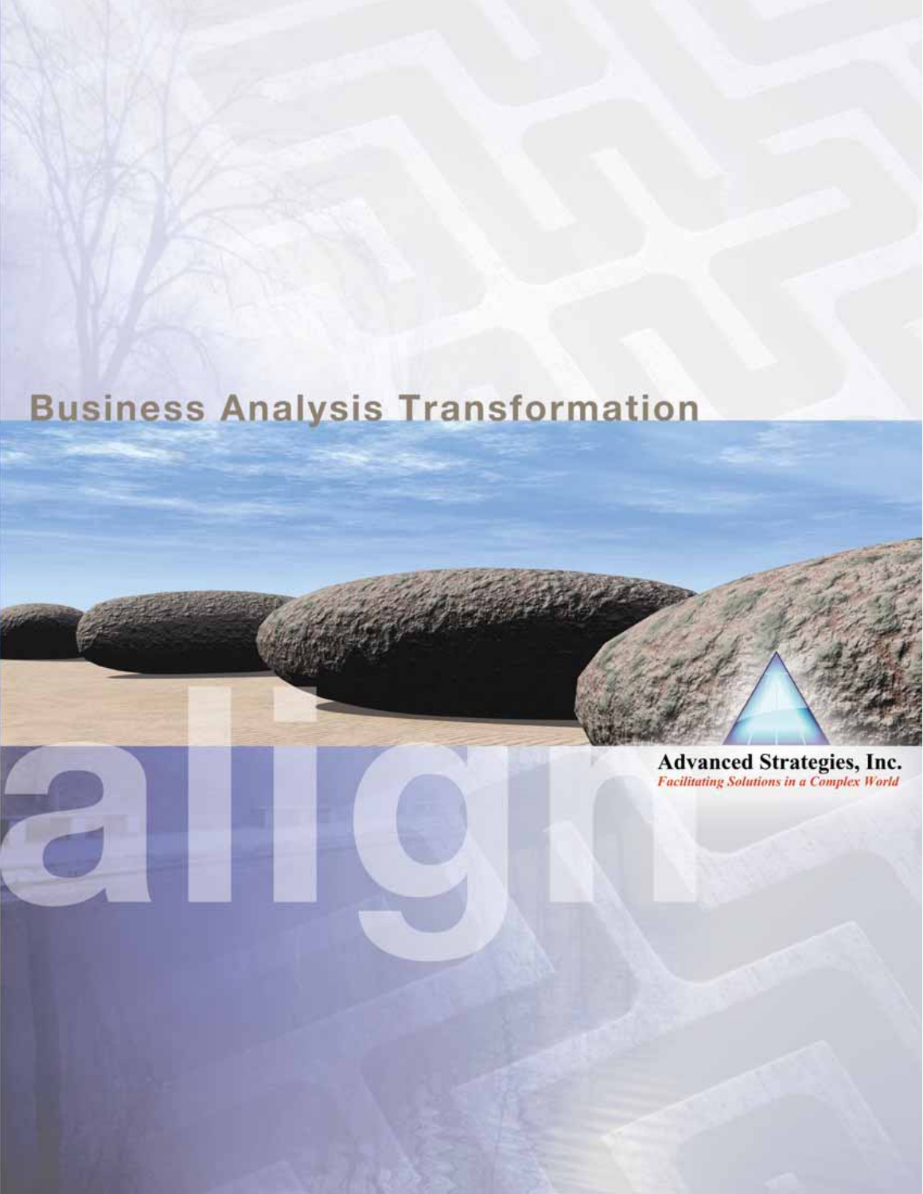# Business Analysis Transformation

align

**Advanced Strategies, Inc.**

*Facilitating Solutions in a Complex World*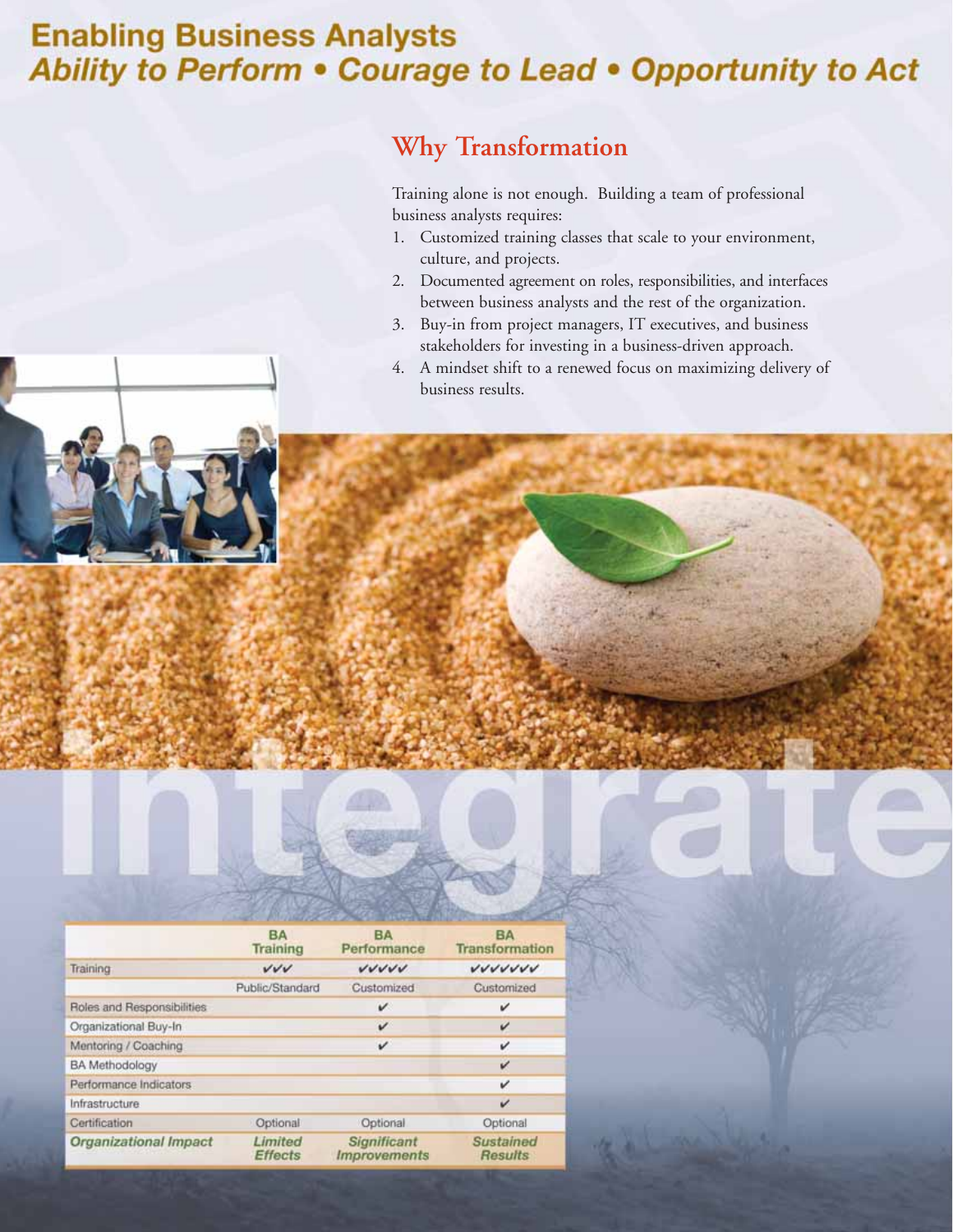# Enabling Business Analysts
## *Ability to Perform • Courage to Lead • Opportunity to Act*

## Why Transformation

Training alone is not enough. Building a team of professional business analysts requires:

1. Customized training classes that scale to your environment, culture, and projects.
2. Documented agreement on roles, responsibilities, and interfaces between business analysts and the rest of the organization.
3. Buy-in from project managers, IT executives, and business stakeholders for investing in a business-driven approach.
4. A mindset shift to a renewed focus on maximizing delivery of business results.

integrate

| | BA Training | BA Performance | BA Transformation |
|---|---|---|---|
| Training | ✓✓✓ | ✓✓✓✓✓ | ✓✓✓✓✓✓✓ |
| | Public/Standard | Customized | Customized |
| Roles and Responsibilities | | ✓ | ✓ |
| Organizational Buy-In | | ✓ | ✓ |
| Mentoring / Coaching | | ✓ | ✓ |
| BA Methodology | | | ✓ |
| Performance Indicators | | | ✓ |
| Infrastructure | | | ✓ |
| Certification | Optional | Optional | Optional |
| ***Organizational Impact*** | ***Limited Effects*** | ***Significant Improvements*** | ***Sustained Results*** |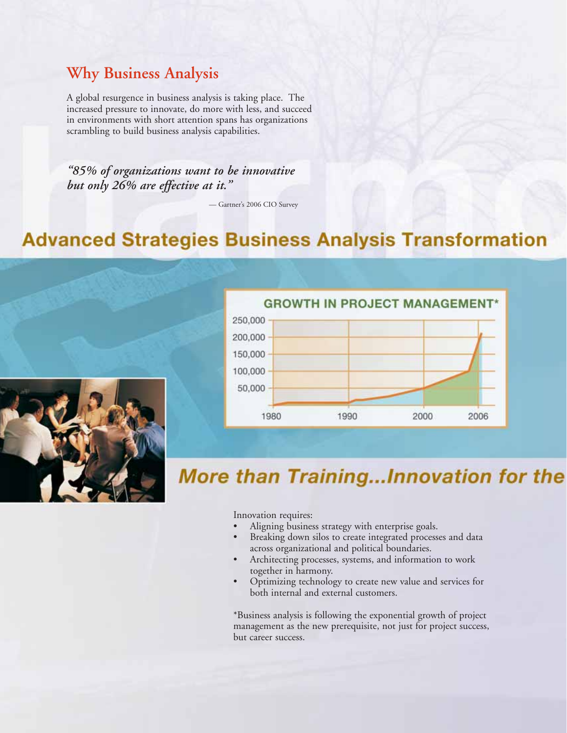## Why Business Analysis

A global resurgence in business analysis is taking place. The increased pressure to innovate, do more with less, and succeed in environments with short attention spans has organizations scrambling to build business analysis capabilities.

*"85% of organizations want to be innovative but only 26% are effective at it."*

— Gartner's 2006 CIO Survey

## Advanced Strategies Business Analysis Transformation

GROWTH IN PROJECT MANAGEMENT*

250,000
200,000
150,000
100,000
50,000

1980 1990 2000 2006

## More than Training...Innovation for the

Innovation requires:

- Aligning business strategy with enterprise goals.
- Breaking down silos to create integrated processes and data across organizational and political boundaries.
- Architecting processes, systems, and information to work together in harmony.
- Optimizing technology to create new value and services for both internal and external customers.

*Business analysis is following the exponential growth of project management as the new prerequisite, not just for project success, but career success.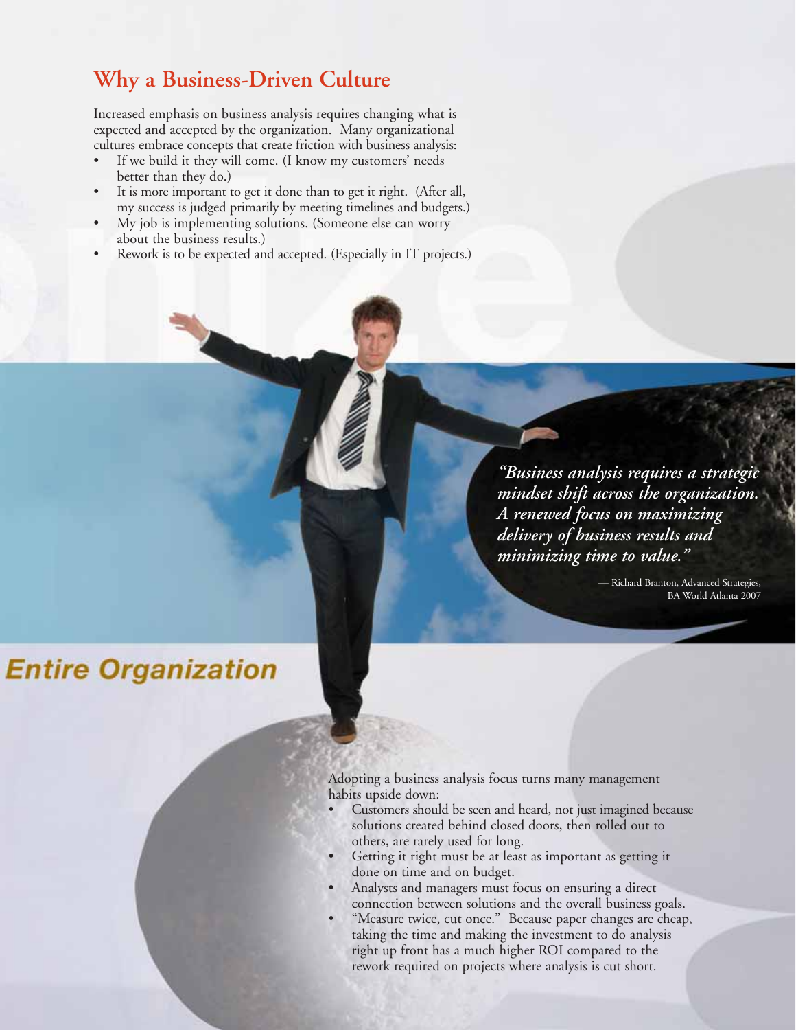## Why a Business-Driven Culture

Increased emphasis on business analysis requires changing what is expected and accepted by the organization. Many organizational cultures embrace concepts that create friction with business analysis:

- If we build it they will come. (I know my customers' needs better than they do.)
- It is more important to get it done than to get it right. (After all, my success is judged primarily by meeting timelines and budgets.)
- My job is implementing solutions. (Someone else can worry about the business results.)
- Rework is to be expected and accepted. (Especially in IT projects.)

*"Business analysis requires a strategic mindset shift across the organization. A renewed focus on maximizing delivery of business results and minimizing time to value."*

— Richard Branton, Advanced Strategies, BA World Atlanta 2007

**Entire Organization**

Adopting a business analysis focus turns many management habits upside down:

- Customers should be seen and heard, not just imagined because solutions created behind closed doors, then rolled out to others, are rarely used for long.
- Getting it right must be at least as important as getting it done on time and on budget.
- Analysts and managers must focus on ensuring a direct connection between solutions and the overall business goals.
- "Measure twice, cut once." Because paper changes are cheap, taking the time and making the investment to do analysis right up front has a much higher ROI compared to the rework required on projects where analysis is cut short.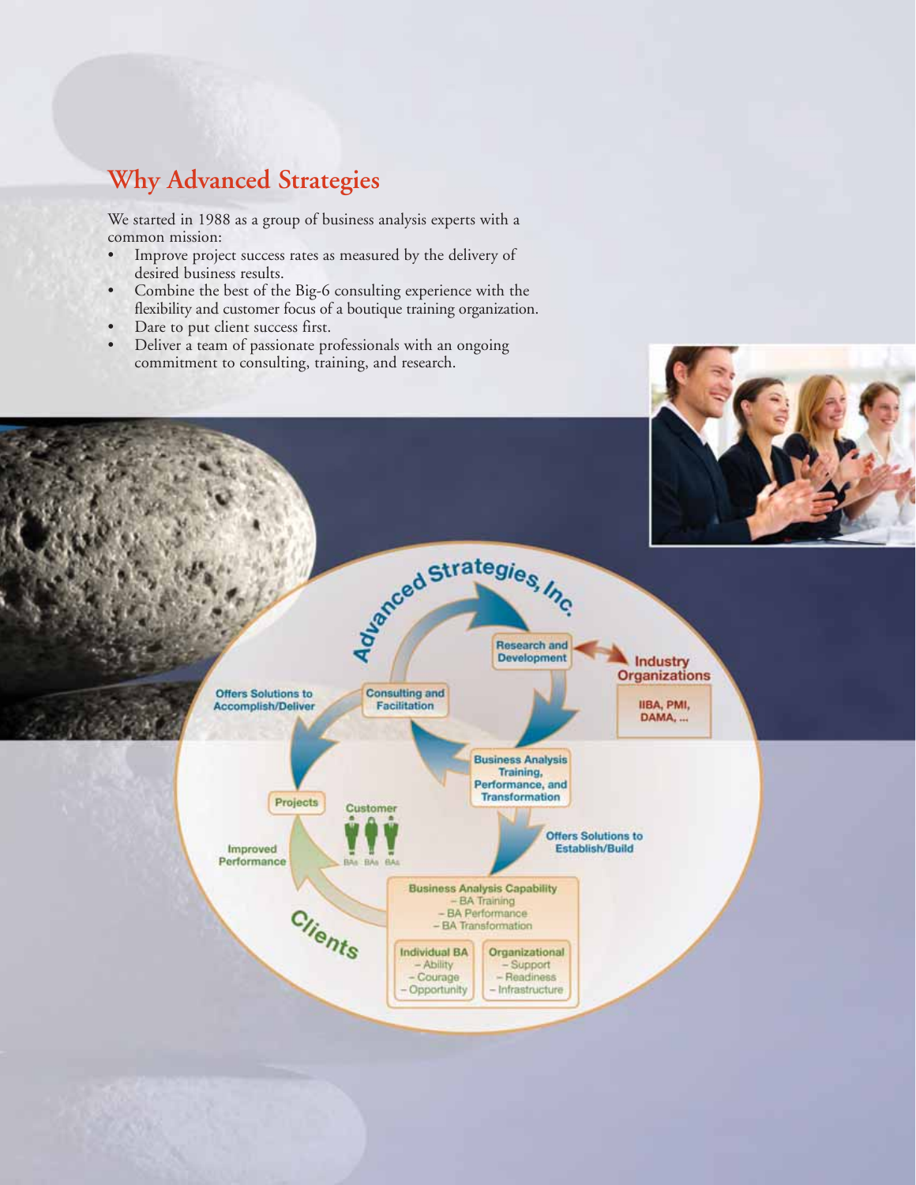## Why Advanced Strategies

We started in 1988 as a group of business analysis experts with a common mission:

- Improve project success rates as measured by the delivery of desired business results.
- Combine the best of the Big-6 consulting experience with the flexibility and customer focus of a boutique training organization.
- Dare to put client success first.
- Deliver a team of passionate professionals with an ongoing commitment to consulting, training, and research.

Advanced Strategies, Inc.

Research and Development

Industry Organizations

IIBA, PMI, DAMA, ...

Offers Solutions to Accomplish/Deliver

Consulting and Facilitation

Business Analysis Training, Performance, and Transformation

Projects

Customer

BAs BAs BAs

Offers Solutions to Establish/Build

Improved Performance

Business Analysis Capability
- BA Training
- BA Performance
- BA Transformation

Clients

Individual BA
- Ability
- Courage
- Opportunity

Organizational
- Support
- Readiness
- Infrastructure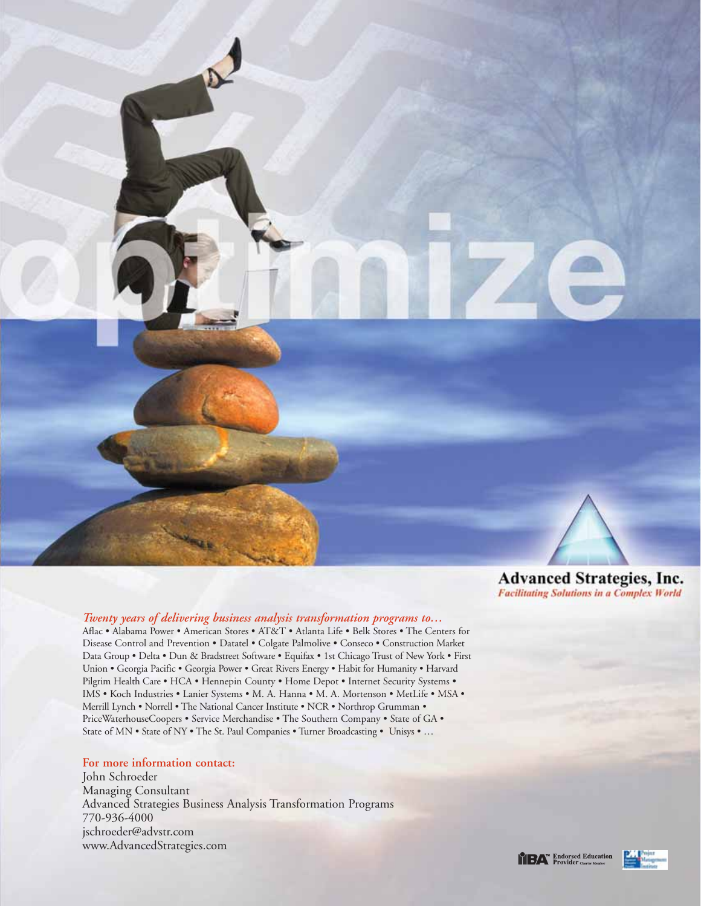optimize

**Advanced Strategies, Inc.**
*Facilitating Solutions in a Complex World*

*Twenty years of delivering business analysis transformation programs to…*
Aflac • Alabama Power • American Stores • AT&T • Atlanta Life • Belk Stores • The Centers for Disease Control and Prevention • Datatel • Colgate Palmolive • Conseco • Construction Market Data Group • Delta • Dun & Bradstreet Software • Equifax • 1st Chicago Trust of New York • First Union • Georgia Pacific • Georgia Power • Great Rivers Energy • Habit for Humanity • Harvard Pilgrim Health Care • HCA • Hennepin County • Home Depot • Internet Security Systems • IMS • Koch Industries • Lanier Systems • M. A. Hanna • M. A. Mortenson • MetLife • MSA • Merrill Lynch • Norrell • The National Cancer Institute • NCR • Northrop Grumman • PriceWaterhouseCoopers • Service Merchandise • The Southern Company • State of GA • State of MN • State of NY • The St. Paul Companies • Turner Broadcasting • Unisys • …

**For more information contact:**
John Schroeder
Managing Consultant
Advanced Strategies Business Analysis Transformation Programs
770-936-4000
jschroeder@advstr.com
www.AdvancedStrategies.com

IIBA™ Endorsed Education Provider Charter Member

Project Management Institute